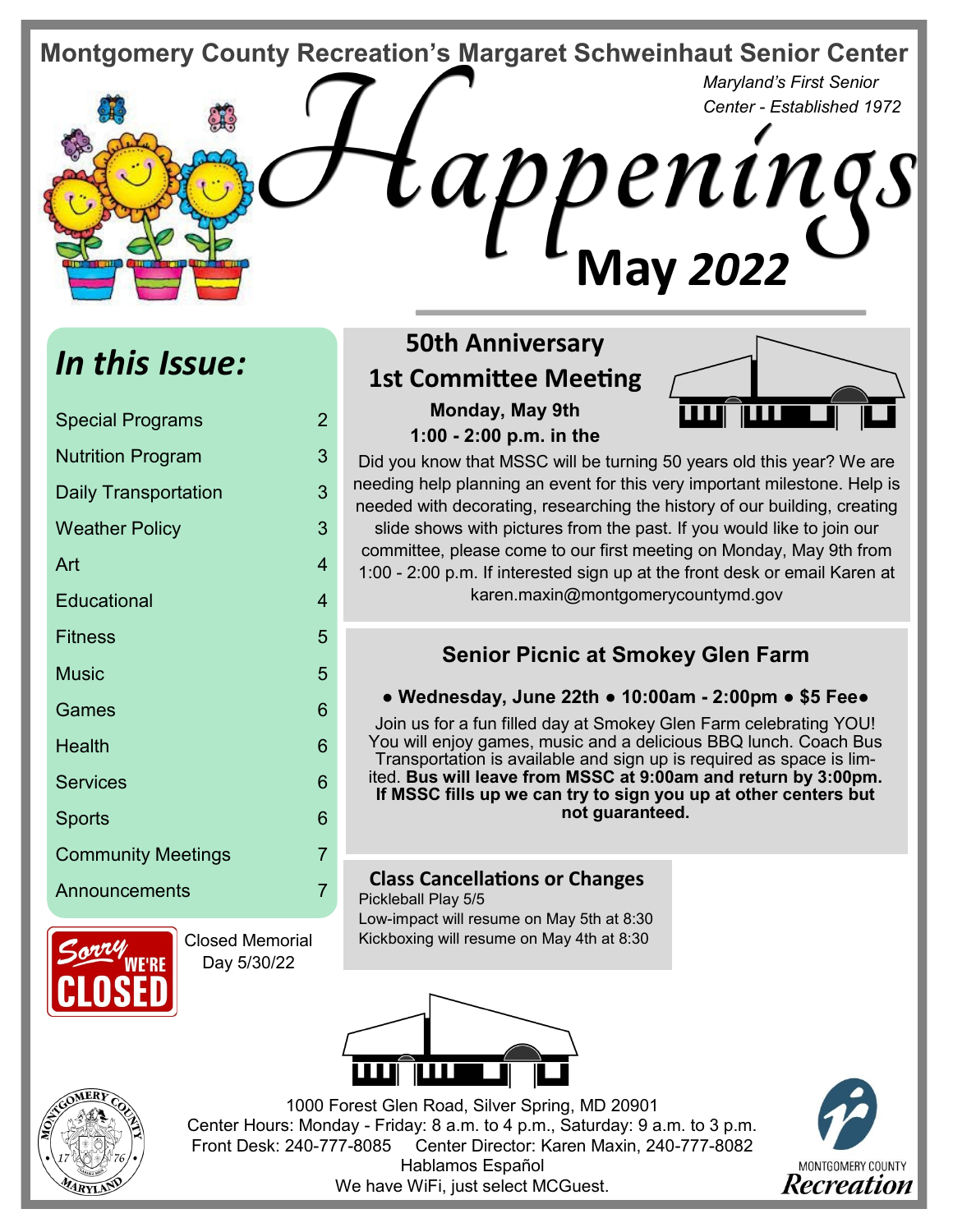# Montgomery County Recreation's Margaret Schweinhaut Senior Center

*Maryland's First Senior Center - Established 1972*

# Happenings

## May 2022

## *In this Issue:*

| | |
|---|---|
| Special Programs | 2 |
| Nutrition Program | 3 |
| Daily Transportation | 3 |
| Weather Policy | 3 |
| Art | 4 |
| Educational | 4 |
| Fitness | 5 |
| Music | 5 |
| Games | 6 |
| Health | 6 |
| Services | 6 |
| Sports | 6 |
| Community Meetings | 7 |
| Announcements | 7 |

Sorry WE'RE CLOSED

Closed Memorial Day 5/30/22

## 50th Anniversary 1st Committee Meeting

**Monday, May 9th**
**1:00 - 2:00 p.m. in the**

Did you know that MSSC will be turning 50 years old this year? We are needing help planning an event for this very important milestone. Help is needed with decorating, researching the history of our building, creating slide shows with pictures from the past. If you would like to join our committee, please come to our first meeting on Monday, May 9th from 1:00 - 2:00 p.m. If interested sign up at the front desk or email Karen at karen.maxin@montgomerycountymd.gov

## Senior Picnic at Smokey Glen Farm

**● Wednesday, June 22th ● 10:00am - 2:00pm ● $5 Fee●**

Join us for a fun filled day at Smokey Glen Farm celebrating YOU! You will enjoy games, music and a delicious BBQ lunch. Coach Bus Transportation is available and sign up is required as space is limited. **Bus will leave from MSSC at 9:00am and return by 3:00pm. If MSSC fills up we can try to sign you up at other centers but not guaranteed.**

## Class Cancellations or Changes

Pickleball Play 5/5
Low-impact will resume on May 5th at 8:30
Kickboxing will resume on May 4th at 8:30

1000 Forest Glen Road, Silver Spring, MD 20901
Center Hours: Monday - Friday: 8 a.m. to 4 p.m., Saturday: 9 a.m. to 3 p.m.
Front Desk: 240-777-8085 Center Director: Karen Maxin, 240-777-8082
Hablamos Español
We have WiFi, just select MCGuest.

MONTGOMERY COUNTY Recreation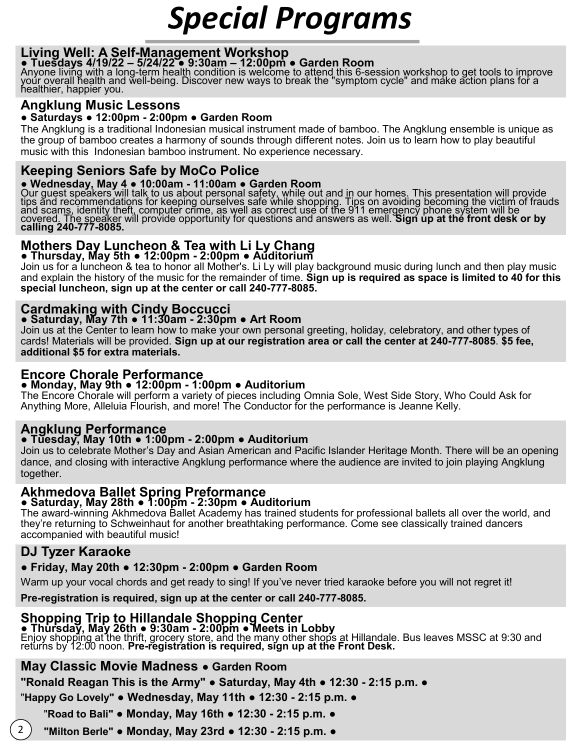# Special Programs

## Living Well: A Self-Management Workshop

**● Tuesdays 4/19/22 – 5/24/22 ● 9:30am – 12:00pm ● Garden Room**

Anyone living with a long-term health condition is welcome to attend this 6-session workshop to get tools to improve your overall health and well-being. Discover new ways to break the "symptom cycle" and make action plans for a healthier, happier you.

## Angklung Music Lessons

**● Saturdays ● 12:00pm - 2:00pm ● Garden Room**

The Angklung is a traditional Indonesian musical instrument made of bamboo. The Angklung ensemble is unique as the group of bamboo creates a harmony of sounds through different notes. Join us to learn how to play beautiful music with this Indonesian bamboo instrument. No experience necessary.

## Keeping Seniors Safe by MoCo Police

**● Wednesday, May 4 ● 10:00am - 11:00am ● Garden Room**

Our guest speakers will talk to us about personal safety, while out and in our homes. This presentation will provide tips and recommendations for keeping ourselves safe while shopping. Tips on avoiding becoming the victim of frauds and scams, identity theft, computer crime, as well as correct use of the 911 emergency phone system will be covered. The speaker will provide opportunity for questions and answers as well. **Sign up at the front desk or by calling 240-777-8085.**

## Mothers Day Luncheon & Tea with Li Ly Chang

**● Thursday, May 5th ● 12:00pm - 2:00pm ● Auditorium**

Join us for a luncheon & tea to honor all Mother's. Li Ly will play background music during lunch and then play music and explain the history of the music for the remainder of time. **Sign up is required as space is limited to 40 for this special luncheon, sign up at the center or call 240-777-8085.**

## Cardmaking with Cindy Boccucci

**● Saturday, May 7th ● 11:30am - 2:30pm ● Art Room**

Join us at the Center to learn how to make your own personal greeting, holiday, celebratory, and other types of cards! Materials will be provided. **Sign up at our registration area or call the center at 240-777-8085**. **$5 fee, additional $5 for extra materials.**

## Encore Chorale Performance

**● Monday, May 9th ● 12:00pm - 1:00pm ● Auditorium**

The Encore Chorale will perform a variety of pieces including Omnia Sole, West Side Story, Who Could Ask for Anything More, Alleluia Flourish, and more! The Conductor for the performance is Jeanne Kelly.

## Angklung Performance

**● Tuesday, May 10th ● 1:00pm - 2:00pm ● Auditorium**

Join us to celebrate Mother's Day and Asian American and Pacific Islander Heritage Month. There will be an opening dance, and closing with interactive Angklung performance where the audience are invited to join playing Angklung together.

## Akhmedova Ballet Spring Preformance

**● Saturday, May 28th ● 1:00pm - 2:30pm ● Auditorium**

The award-winning Akhmedova Ballet Academy has trained students for professional ballets all over the world, and they're returning to Schweinhaut for another breathtaking performance. Come see classically trained dancers accompanied with beautiful music!

## DJ Tyzer Karaoke

**● Friday, May 20th ● 12:30pm - 2:00pm ● Garden Room**

Warm up your vocal chords and get ready to sing! If you've never tried karaoke before you will not regret it!

**Pre-registration is required, sign up at the center or call 240-777-8085.**

## Shopping Trip to Hillandale Shopping Center

**● Thursday, May 26th ● 9:30am - 2:00pm ● Meets in Lobby**

Enjoy shopping at the thrift, grocery store, and the many other shops at Hillandale. Bus leaves MSSC at 9:30 and returns by 12:00 noon. **Pre-registration is required, sign up at the Front Desk.**

## May Classic Movie Madness ● Garden Room

**"Ronald Reagan This is the Army" ● Saturday, May 4th ● 12:30 - 2:15 p.m. ●**

**"Happy Go Lovely" ● Wednesday, May 11th ● 12:30 - 2:15 p.m. ●**

**"Road to Bali" ● Monday, May 16th ● 12:30 - 2:15 p.m. ●**

**"Milton Berle" ● Monday, May 23rd ● 12:30 - 2:15 p.m. ●**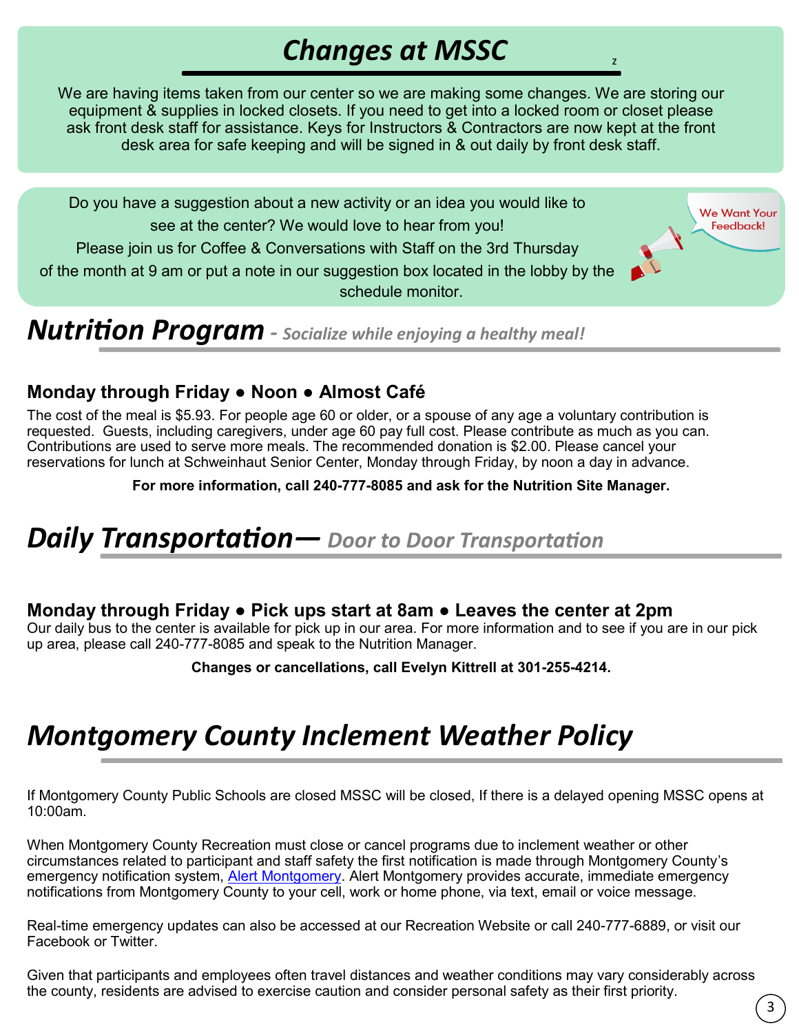# *Changes at MSSC*

We are having items taken from our center so we are making some changes. We are storing our equipment & supplies in locked closets. If you need to get into a locked room or closet please ask front desk staff for assistance. Keys for Instructors & Contractors are now kept at the front desk area for safe keeping and will be signed in & out daily by front desk staff.

Do you have a suggestion about a new activity or an idea you would like to see at the center? We would love to hear from you!
Please join us for Coffee & Conversations with Staff on the 3rd Thursday of the month at 9 am or put a note in our suggestion box located in the lobby by the schedule monitor.

We Want Your Feedback!

# *Nutrition Program* - *Socialize while enjoying a healthy meal!*

### Monday through Friday ● Noon ● Almost Café

The cost of the meal is $5.93. For people age 60 or older, or a spouse of any age a voluntary contribution is requested. Guests, including caregivers, under age 60 pay full cost. Please contribute as much as you can. Contributions are used to serve more meals. The recommended donation is $2.00. Please cancel your reservations for lunch at Schweinhaut Senior Center, Monday through Friday, by noon a day in advance.

**For more information, call 240-777-8085 and ask for the Nutrition Site Manager.**

# *Daily Transportation— Door to Door Transportation*

### Monday through Friday ● Pick ups start at 8am ● Leaves the center at 2pm

Our daily bus to the center is available for pick up in our area. For more information and to see if you are in our pick up area, please call 240-777-8085 and speak to the Nutrition Manager.

**Changes or cancellations, call Evelyn Kittrell at 301-255-4214.**

# *Montgomery County Inclement Weather Policy*

If Montgomery County Public Schools are closed MSSC will be closed, If there is a delayed opening MSSC opens at 10:00am.

When Montgomery County Recreation must close or cancel programs due to inclement weather or other circumstances related to participant and staff safety the first notification is made through Montgomery County's emergency notification system, Alert Montgomery. Alert Montgomery provides accurate, immediate emergency notifications from Montgomery County to your cell, work or home phone, via text, email or voice message.

Real-time emergency updates can also be accessed at our Recreation Website or call 240-777-6889, or visit our Facebook or Twitter.

Given that participants and employees often travel distances and weather conditions may vary considerably across the county, residents are advised to exercise caution and consider personal safety as their first priority.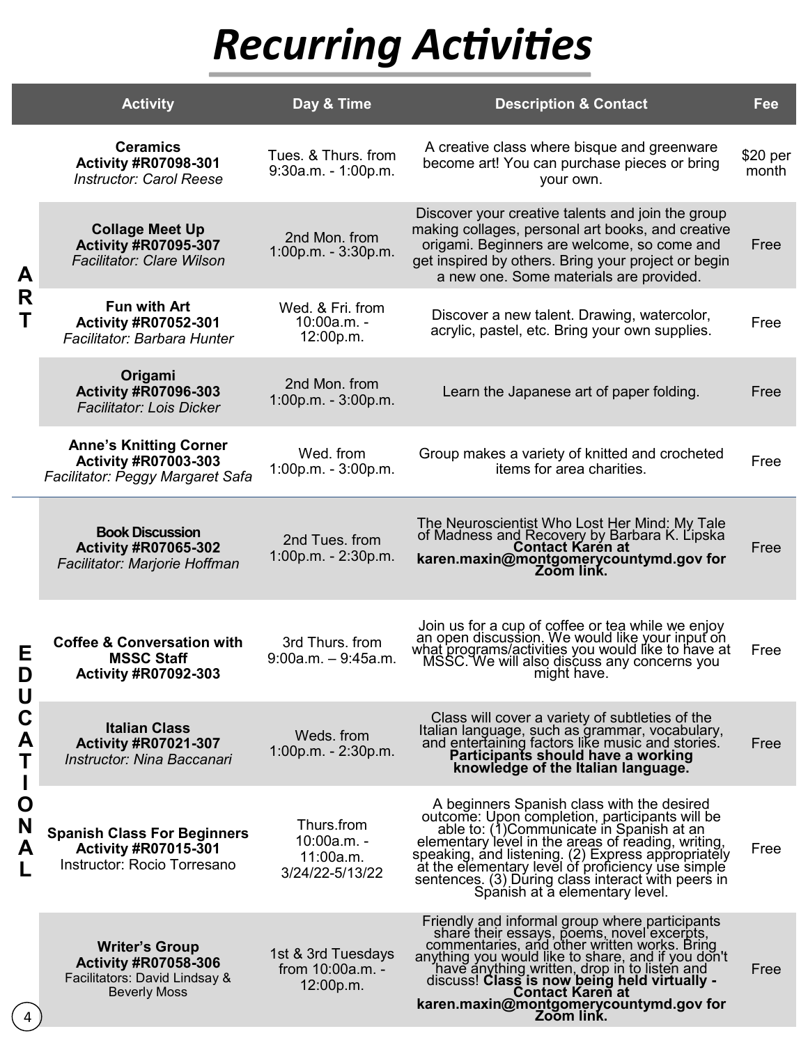# Recurring Activities

| | Activity | Day & Time | Description & Contact | Fee |
|---|---|---|---|---|
| ART | **Ceramics**<br>**Activity #R07098-301**<br>*Instructor: Carol Reese* | Tues. & Thurs. from 9:30a.m. - 1:00p.m. | A creative class where bisque and greenware become art! You can purchase pieces or bring your own. | $20 per month |
| | **Collage Meet Up**<br>**Activity #R07095-307**<br>*Facilitator: Clare Wilson* | 2nd Mon. from 1:00p.m. - 3:30p.m. | Discover your creative talents and join the group making collages, personal art books, and creative origami. Beginners are welcome, so come and get inspired by others. Bring your project or begin a new one. Some materials are provided. | Free |
| | **Fun with Art**<br>**Activity #R07052-301**<br>*Facilitator: Barbara Hunter* | Wed. & Fri. from 10:00a.m. - 12:00p.m. | Discover a new talent. Drawing, watercolor, acrylic, pastel, etc. Bring your own supplies. | Free |
| | **Origami**<br>**Activity #R07096-303**<br>*Facilitator: Lois Dicker* | 2nd Mon. from 1:00p.m. - 3:00p.m. | Learn the Japanese art of paper folding. | Free |
| | **Anne's Knitting Corner**<br>**Activity #R07003-303**<br>*Facilitator: Peggy Margaret Safa* | Wed. from 1:00p.m. - 3:00p.m. | Group makes a variety of knitted and crocheted items for area charities. | Free |
| EDUCATIONAL | **Book Discussion**<br>**Activity #R07065-302**<br>*Facilitator: Marjorie Hoffman* | 2nd Tues. from 1:00p.m. - 2:30p.m. | The Neuroscientist Who Lost Her Mind: My Tale of Madness and Recovery by Barbara K. Lipska **Contact Karen at karen.maxin@montgomerycountymd.gov for Zoom link.** | Free |
| | **Coffee & Conversation with MSSC Staff**<br>**Activity #R07092-303** | 3rd Thurs. from 9:00a.m. – 9:45a.m. | Join us for a cup of coffee or tea while we enjoy an open discussion. We would like your input on what programs/activities you would like to have at MSSC. We will also discuss any concerns you might have. | Free |
| | **Italian Class**<br>**Activity #R07021-307**<br>*Instructor: Nina Baccanari* | Weds. from 1:00p.m. - 2:30p.m. | Class will cover a variety of subtleties of the Italian language, such as grammar, vocabulary, and entertaining factors like music and stories. **Participants should have a working knowledge of the Italian language.** | Free |
| | **Spanish Class For Beginners**<br>**Activity #R07015-301**<br>Instructor: Rocio Torresano | Thurs.from 10:00a.m. - 11:00a.m. 3/24/22-5/13/22 | A beginners Spanish class with the desired outcome: Upon completion, participants will be able to: (1)Communicate in Spanish at an elementary level in the areas of reading, writing, speaking, and listening. (2) Express appropriately at the elementary level of proficiency use simple sentences. (3) During class interact with peers in Spanish at a elementary level. | Free |
| | **Writer's Group**<br>**Activity #R07058-306**<br>Facilitators: David Lindsay & Beverly Moss | 1st & 3rd Tuesdays from 10:00a.m. - 12:00p.m. | Friendly and informal group where participants share their essays, poems, novel excerpts, commentaries, and other written works. Bring anything you would like to share, and if you don't have anything written, drop in to listen and discuss! **Class is now being held virtually - Contact Karen at karen.maxin@montgomerycountymd.gov for Zoom link.** | Free |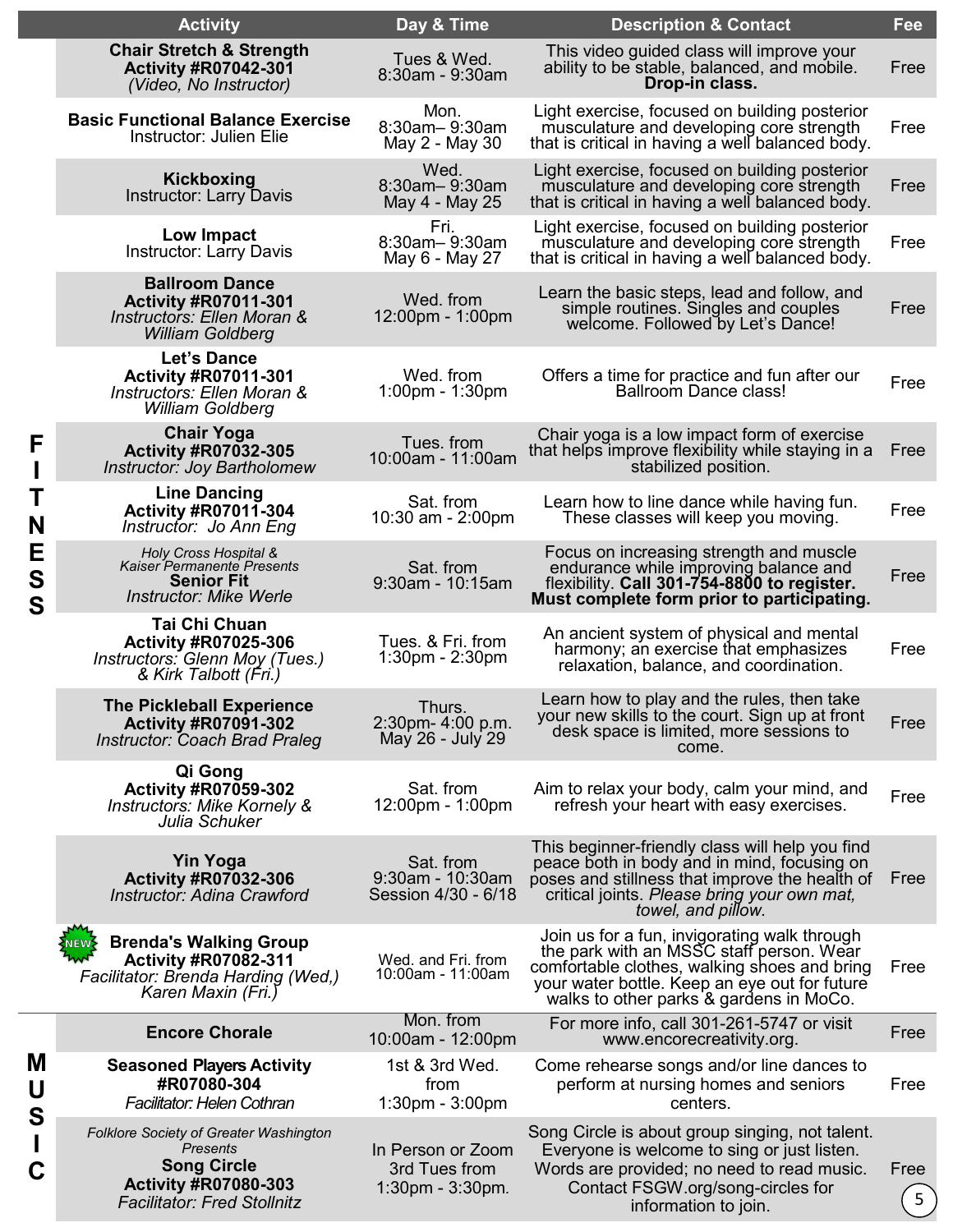| | Activity | Day & Time | Description & Contact | Fee |
|---|---|---|---|---|
| FITNESS | **Chair Stretch & Strength Activity #R07042-301** *(Video, No Instructor)* | Tues & Wed. 8:30am - 9:30am | This video guided class will improve your ability to be stable, balanced, and mobile. **Drop-in class.** | Free |
| | **Basic Functional Balance Exercise** Instructor: Julien Elie | Mon. 8:30am– 9:30am May 2 - May 30 | Light exercise, focused on building posterior musculature and developing core strength that is critical in having a well balanced body. | Free |
| | **Kickboxing** Instructor: Larry Davis | Wed. 8:30am– 9:30am May 4 - May 25 | Light exercise, focused on building posterior musculature and developing core strength that is critical in having a well balanced body. | Free |
| | **Low Impact** Instructor: Larry Davis | Fri. 8:30am– 9:30am May 6 - May 27 | Light exercise, focused on building posterior musculature and developing core strength that is critical in having a well balanced body. | Free |
| | **Ballroom Dance Activity #R07011-301** *Instructors: Ellen Moran & William Goldberg* | Wed. from 12:00pm - 1:00pm | Learn the basic steps, lead and follow, and simple routines. Singles and couples welcome. Followed by Let's Dance! | Free |
| | **Let's Dance Activity #R07011-301** *Instructors: Ellen Moran & William Goldberg* | Wed. from 1:00pm - 1:30pm | Offers a time for practice and fun after our Ballroom Dance class! | Free |
| | **Chair Yoga Activity #R07032-305** *Instructor: Joy Bartholomew* | Tues. from 10:00am - 11:00am | Chair yoga is a low impact form of exercise that helps improve flexibility while staying in a stabilized position. | Free |
| | **Line Dancing Activity #R07011-304** *Instructor: Jo Ann Eng* | Sat. from 10:30 am - 2:00pm | Learn how to line dance while having fun. These classes will keep you moving. | Free |
| | *Holy Cross Hospital & Kaiser Permanente Presents* **Senior Fit** *Instructor: Mike Werle* | Sat. from 9:30am - 10:15am | Focus on increasing strength and muscle endurance while improving balance and flexibility. **Call 301-754-8800 to register. Must complete form prior to participating.** | Free |
| | **Tai Chi Chuan Activity #R07025-306** *Instructors: Glenn Moy (Tues.) & Kirk Talbott (Fri.)* | Tues. & Fri. from 1:30pm - 2:30pm | An ancient system of physical and mental harmony; an exercise that emphasizes relaxation, balance, and coordination. | Free |
| | **The Pickleball Experience Activity #R07091-302** *Instructor: Coach Brad Praleg* | Thurs. 2:30pm- 4:00 p.m. May 26 - July 29 | Learn how to play and the rules, then take your new skills to the court. Sign up at front desk space is limited, more sessions to come. | Free |
| | **Qi Gong Activity #R07059-302** *Instructors: Mike Kornely & Julia Schuker* | Sat. from 12:00pm - 1:00pm | Aim to relax your body, calm your mind, and refresh your heart with easy exercises. | Free |
| | **Yin Yoga Activity #R07032-306** *Instructor: Adina Crawford* | Sat. from 9:30am - 10:30am Session 4/30 - 6/18 | This beginner-friendly class will help you find peace both in body and in mind, focusing on poses and stillness that improve the health of critical joints. *Please bring your own mat, towel, and pillow.* | Free |
| | NEW **Brenda's Walking Group Activity #R07082-311** *Facilitator: Brenda Harding (Wed,) Karen Maxin (Fri.)* | Wed. and Fri. from 10:00am - 11:00am | Join us for a fun, invigorating walk through the park with an MSSC staff person. Wear comfortable clothes, walking shoes and bring your water bottle. Keep an eye out for future walks to other parks & gardens in MoCo. | Free |
| MUSIC | **Encore Chorale** | Mon. from 10:00am - 12:00pm | For more info, call 301-261-5747 or visit www.encorecreativity.org. | Free |
| | **Seasoned Players Activity #R07080-304** *Facilitator: Helen Cothran* | 1st & 3rd Wed. from 1:30pm - 3:00pm | Come rehearse songs and/or line dances to perform at nursing homes and seniors centers. | Free |
| | *Folklore Society of Greater Washington Presents* **Song Circle Activity #R07080-303** *Facilitator: Fred Stollnitz* | In Person or Zoom 3rd Tues from 1:30pm - 3:30pm. | Song Circle is about group singing, not talent. Everyone is welcome to sing or just listen. Words are provided; no need to read music. Contact FSGW.org/song-circles for information to join. | Free |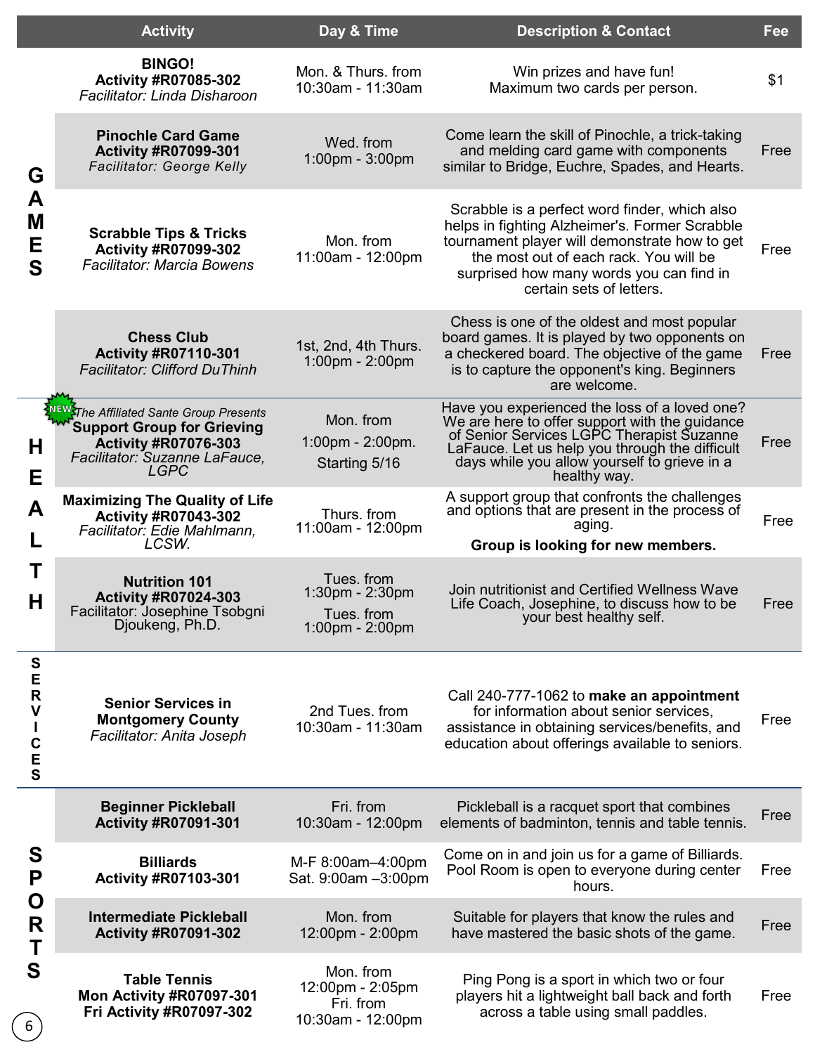| | Activity | Day & Time | Description & Contact | Fee |
|---|---|---|---|---|
| GAMES | **BINGO!** **Activity #R07085-302** *Facilitator: Linda Disharoon* | Mon. & Thurs. from 10:30am - 11:30am | Win prizes and have fun! Maximum two cards per person. | $1 |
| | **Pinochle Card Game** **Activity #R07099-301** *Facilitator: George Kelly* | Wed. from 1:00pm - 3:00pm | Come learn the skill of Pinochle, a trick-taking and melding card game with components similar to Bridge, Euchre, Spades, and Hearts. | Free |
| | **Scrabble Tips & Tricks** **Activity #R07099-302** *Facilitator: Marcia Bowens* | Mon. from 11:00am - 12:00pm | Scrabble is a perfect word finder, which also helps in fighting Alzheimer's. Former Scrabble tournament player will demonstrate how to get the most out of each rack. You will be surprised how many words you can find in certain sets of letters. | Free |
| | **Chess Club** **Activity #R07110-301** *Facilitator: Clifford DuThinh* | 1st, 2nd, 4th Thurs. 1:00pm - 2:00pm | Chess is one of the oldest and most popular board games. It is played by two opponents on a checkered board. The objective of the game is to capture the opponent's king. Beginners are welcome. | Free |
| HEALTH | NEW *The Affiliated Sante Group Presents* **Support Group for Grieving** **Activity #R07076-303** *Facilitator: Suzanne LaFauce, LGPC* | Mon. from 1:00pm - 2:00pm. Starting 5/16 | Have you experienced the loss of a loved one? We are here to offer support with the guidance of Senior Services LGPC Therapist Suzanne LaFauce. Let us help you through the difficult days while you allow yourself to grieve in a healthy way. | Free |
| | **Maximizing The Quality of Life** **Activity #R07043-302** *Facilitator: Edie Mahlmann, LCSW.* | Thurs. from 11:00am - 12:00pm | A support group that confronts the challenges and options that are present in the process of aging. **Group is looking for new members.** | Free |
| | **Nutrition 101** **Activity #R07024-303** Facilitator: Josephine Tsobgni Djoukeng, Ph.D. | Tues. from 1:30pm - 2:30pm Tues. from 1:00pm - 2:00pm | Join nutritionist and Certified Wellness Wave Life Coach, Josephine, to discuss how to be your best healthy self. | Free |
| SERVICES | **Senior Services in Montgomery County** *Facilitator: Anita Joseph* | 2nd Tues. from 10:30am - 11:30am | Call 240-777-1062 to **make an appointment** for information about senior services, assistance in obtaining services/benefits, and education about offerings available to seniors. | Free |
| SPORTS | **Beginner Pickleball** **Activity #R07091-301** | Fri. from 10:30am - 12:00pm | Pickleball is a racquet sport that combines elements of badminton, tennis and table tennis. | Free |
| | **Billiards** **Activity #R07103-301** | M-F 8:00am–4:00pm Sat. 9:00am –3:00pm | Come on in and join us for a game of Billiards. Pool Room is open to everyone during center hours. | Free |
| | **Intermediate Pickleball** **Activity #R07091-302** | Mon. from 12:00pm - 2:00pm | Suitable for players that know the rules and have mastered the basic shots of the game. | Free |
| | **Table Tennis** **Mon Activity #R07097-301** **Fri Activity #R07097-302** | Mon. from 12:00pm - 2:05pm Fri. from 10:30am - 12:00pm | Ping Pong is a sport in which two or four players hit a lightweight ball back and forth across a table using small paddles. | Free |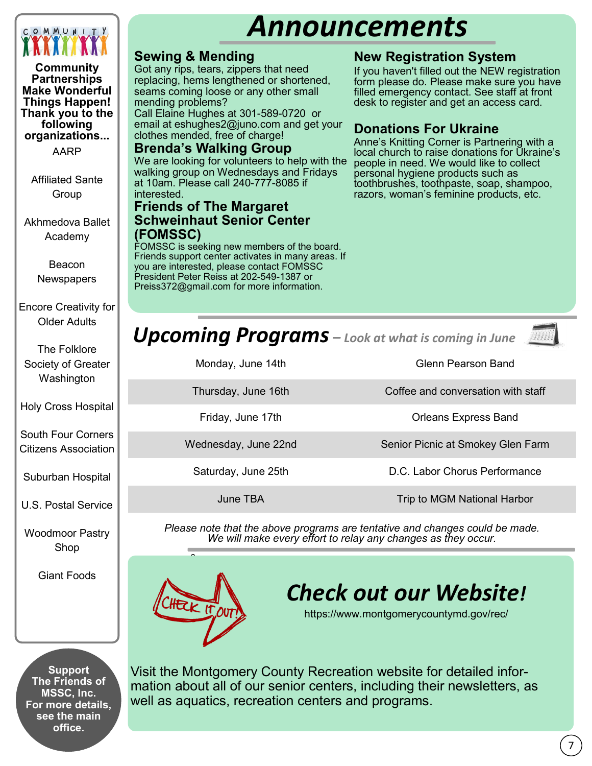**Community Partnerships Make Wonderful Things Happen! Thank you to the following organizations...**

AARP

Affiliated Sante Group

Akhmedova Ballet Academy

Beacon Newspapers

Encore Creativity for Older Adults

The Folklore Society of Greater Washington

Holy Cross Hospital

South Four Corners Citizens Association

Suburban Hospital

U.S. Postal Service

Woodmoor Pastry Shop

Giant Foods

**Support The Friends of MSSC, Inc. For more details, see the main office.**

# Announcements

## Sewing & Mending

Got any rips, tears, zippers that need replacing, hems lengthened or shortened, seams coming loose or any other small mending problems?
Call Elaine Hughes at 301-589-0720 or email at eshughes2@juno.com and get your clothes mended, free of charge!

## Brenda's Walking Group

We are looking for volunteers to help with the walking group on Wednesdays and Fridays at 10am. Please call 240-777-8085 if interested.

## Friends of The Margaret Schweinhaut Senior Center (FOMSSC)

FOMSSC is seeking new members of the board. Friends support center activates in many areas. If you are interested, please contact FOMSSC President Peter Reiss at 202-549-1387 or Preiss372@gmail.com for more information.

## New Registration System

If you haven't filled out the NEW registration form please do. Please make sure you have filled emergency contact. See staff at front desk to register and get an access card.

## Donations For Ukraine

Anne's Knitting Corner is Partnering with a local church to raise donations for Ukraine's people in need. We would like to collect personal hygiene products such as toothbrushes, toothpaste, soap, shampoo, razors, woman's feminine products, etc.

# Upcoming Programs *– Look at what is coming in June*

| | |
|---|---|
| Monday, June 14th | Glenn Pearson Band |
| Thursday, June 16th | Coffee and conversation with staff |
| Friday, June 17th | Orleans Express Band |
| Wednesday, June 22nd | Senior Picnic at Smokey Glen Farm |
| Saturday, June 25th | D.C. Labor Chorus Performance |
| June TBA | Trip to MGM National Harbor |

*Please note that the above programs are tentative and changes could be made. We will make every effort to relay any changes as they occur.*

CHECK IT OUT!

# Check out our Website!

https://www.montgomerycountymd.gov/rec/

Visit the Montgomery County Recreation website for detailed information about all of our senior centers, including their newsletters, as well as aquatics, recreation centers and programs.